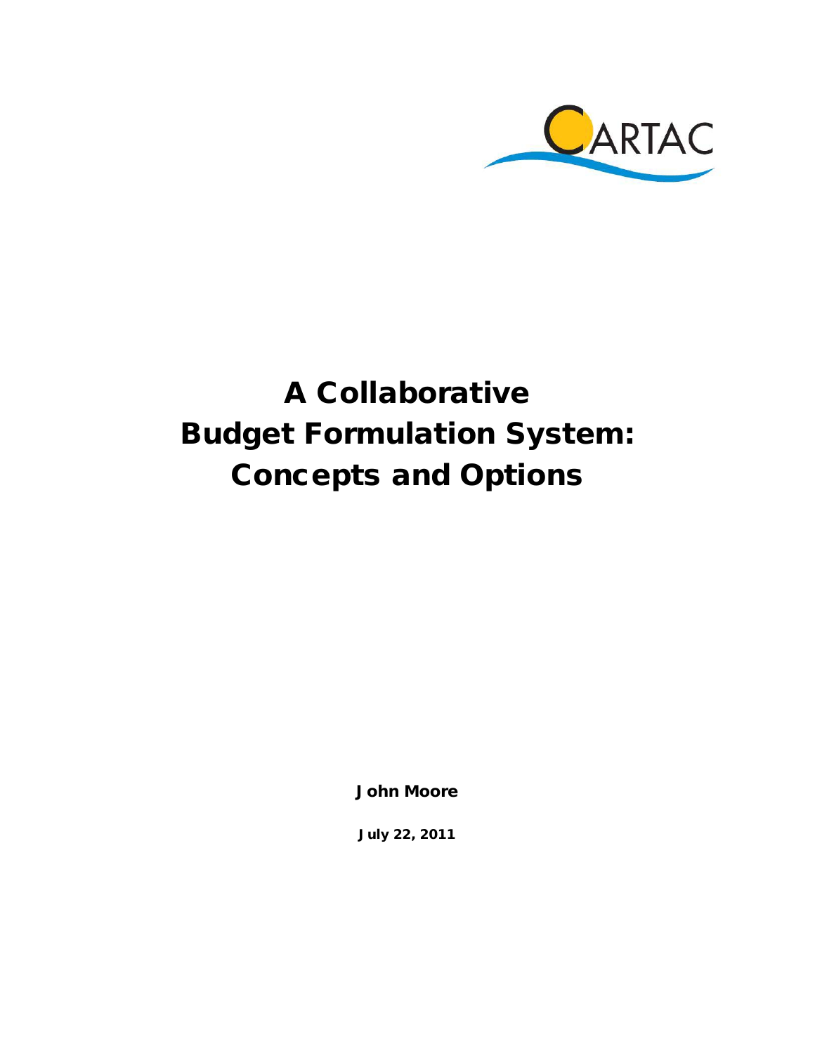CARTAC

# A Collaborative Budget Formulation System: Concepts and Options

**John Moore**

**July 22, 2011**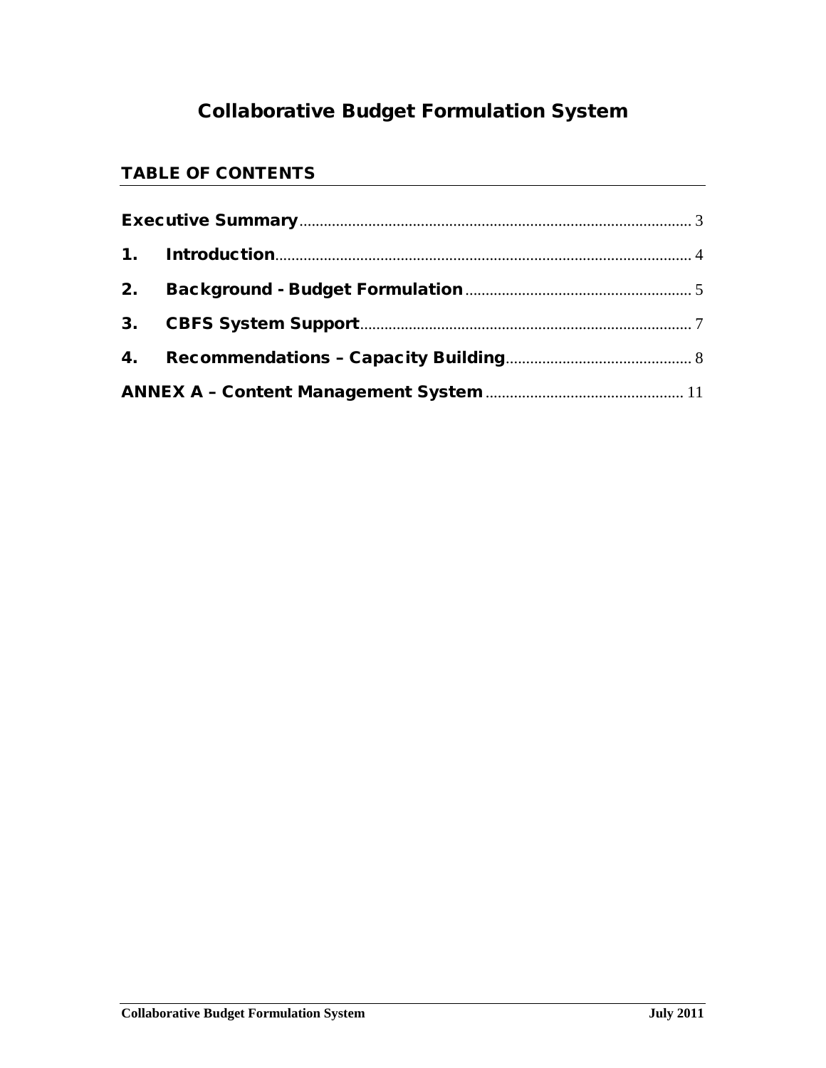# Collaborative Budget Formulation System

## TABLE OF CONTENTS

Executive Summary ........ 3

1. Introduction ........ 4
2. Background - Budget Formulation ........ 5
3. CBFS System Support ........ 7
4. Recommendations – Capacity Building ........ 8

ANNEX A – Content Management System ........ 11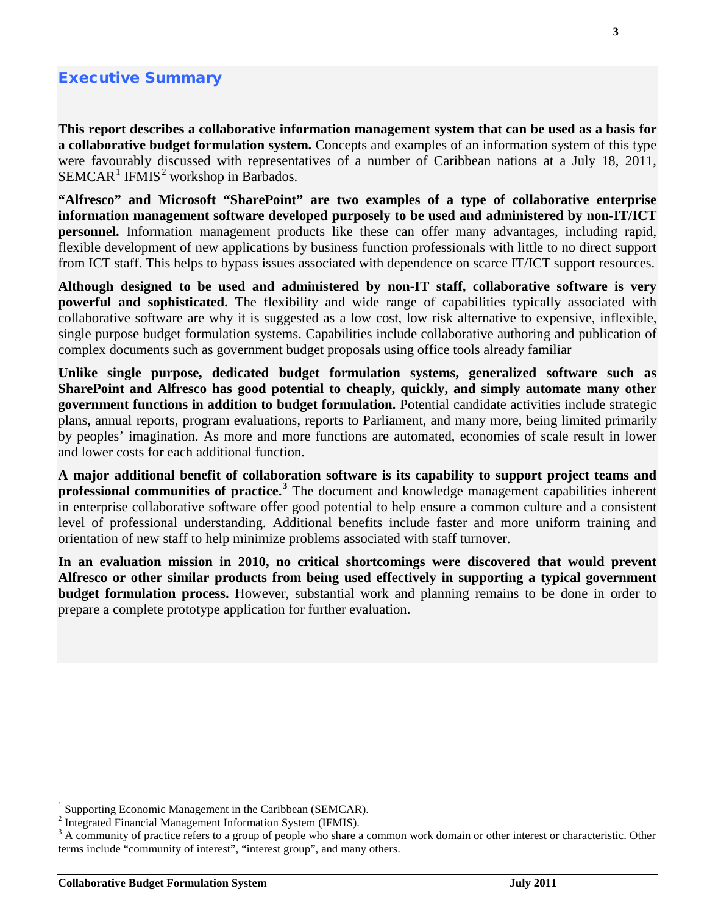## Executive Summary

**This report describes a collaborative information management system that can be used as a basis for a collaborative budget formulation system.** Concepts and examples of an information system of this type were favourably discussed with representatives of a number of Caribbean nations at a July 18, 2011, SEMCAR[1] IFMIS[2] workshop in Barbados.

**"Alfresco" and Microsoft "SharePoint" are two examples of a type of collaborative enterprise information management software developed purposely to be used and administered by non-IT/ICT personnel.** Information management products like these can offer many advantages, including rapid, flexible development of new applications by business function professionals with little to no direct support from ICT staff. This helps to bypass issues associated with dependence on scarce IT/ICT support resources.

**Although designed to be used and administered by non-IT staff, collaborative software is very powerful and sophisticated.** The flexibility and wide range of capabilities typically associated with collaborative software are why it is suggested as a low cost, low risk alternative to expensive, inflexible, single purpose budget formulation systems. Capabilities include collaborative authoring and publication of complex documents such as government budget proposals using office tools already familiar

**Unlike single purpose, dedicated budget formulation systems, generalized software such as SharePoint and Alfresco has good potential to cheaply, quickly, and simply automate many other government functions in addition to budget formulation.** Potential candidate activities include strategic plans, annual reports, program evaluations, reports to Parliament, and many more, being limited primarily by peoples' imagination. As more and more functions are automated, economies of scale result in lower and lower costs for each additional function.

**A major additional benefit of collaboration software is its capability to support project teams and professional communities of practice.[3]** The document and knowledge management capabilities inherent in enterprise collaborative software offer good potential to help ensure a common culture and a consistent level of professional understanding. Additional benefits include faster and more uniform training and orientation of new staff to help minimize problems associated with staff turnover.

**In an evaluation mission in 2010, no critical shortcomings were discovered that would prevent Alfresco or other similar products from being used effectively in supporting a typical government budget formulation process.** However, substantial work and planning remains to be done in order to prepare a complete prototype application for further evaluation.

---

[1] Supporting Economic Management in the Caribbean (SEMCAR).

[2] Integrated Financial Management Information System (IFMIS).

[3] A community of practice refers to a group of people who share a common work domain or other interest or characteristic. Other terms include "community of interest", "interest group", and many others.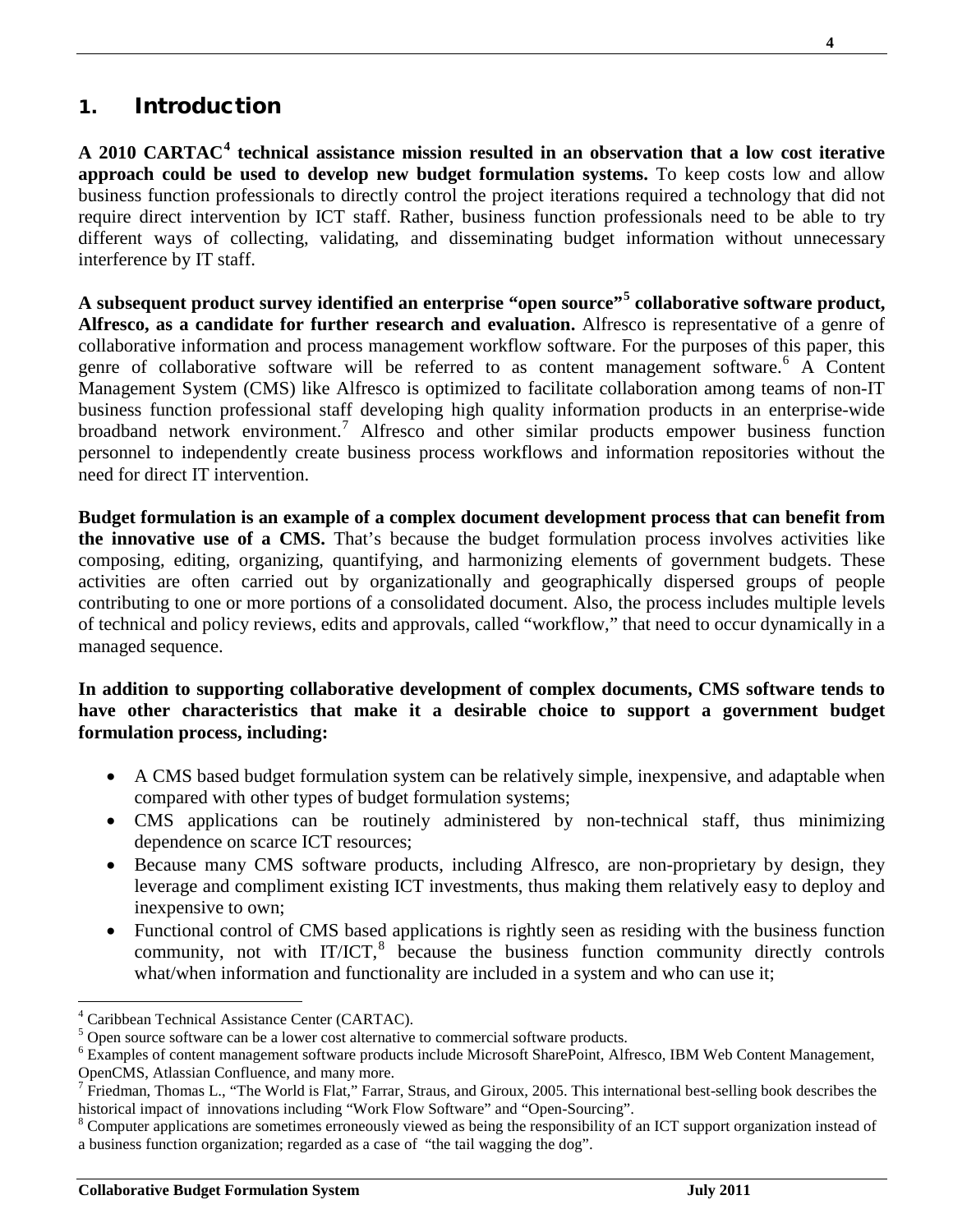# 1. Introduction

**A 2010 CARTAC[4] technical assistance mission resulted in an observation that a low cost iterative approach could be used to develop new budget formulation systems.** To keep costs low and allow business function professionals to directly control the project iterations required a technology that did not require direct intervention by ICT staff. Rather, business function professionals need to be able to try different ways of collecting, validating, and disseminating budget information without unnecessary interference by IT staff.

**A subsequent product survey identified an enterprise "open source"[5] collaborative software product, Alfresco, as a candidate for further research and evaluation.** Alfresco is representative of a genre of collaborative information and process management workflow software. For the purposes of this paper, this genre of collaborative software will be referred to as content management software.[6] A Content Management System (CMS) like Alfresco is optimized to facilitate collaboration among teams of non-IT business function professional staff developing high quality information products in an enterprise-wide broadband network environment.[7] Alfresco and other similar products empower business function personnel to independently create business process workflows and information repositories without the need for direct IT intervention.

**Budget formulation is an example of a complex document development process that can benefit from the innovative use of a CMS.** That's because the budget formulation process involves activities like composing, editing, organizing, quantifying, and harmonizing elements of government budgets. These activities are often carried out by organizationally and geographically dispersed groups of people contributing to one or more portions of a consolidated document. Also, the process includes multiple levels of technical and policy reviews, edits and approvals, called "workflow," that need to occur dynamically in a managed sequence.

**In addition to supporting collaborative development of complex documents, CMS software tends to have other characteristics that make it a desirable choice to support a government budget formulation process, including:**

- A CMS based budget formulation system can be relatively simple, inexpensive, and adaptable when compared with other types of budget formulation systems;
- CMS applications can be routinely administered by non-technical staff, thus minimizing dependence on scarce ICT resources;
- Because many CMS software products, including Alfresco, are non-proprietary by design, they leverage and compliment existing ICT investments, thus making them relatively easy to deploy and inexpensive to own;
- Functional control of CMS based applications is rightly seen as residing with the business function community, not with IT/ICT,[8] because the business function community directly controls what/when information and functionality are included in a system and who can use it;

---

[4] Caribbean Technical Assistance Center (CARTAC).

[5] Open source software can be a lower cost alternative to commercial software products.

[6] Examples of content management software products include Microsoft SharePoint, Alfresco, IBM Web Content Management, OpenCMS, Atlassian Confluence, and many more.

[7] Friedman, Thomas L., "The World is Flat," Farrar, Straus, and Giroux, 2005. This international best-selling book describes the historical impact of innovations including "Work Flow Software" and "Open-Sourcing".

[8] Computer applications are sometimes erroneously viewed as being the responsibility of an ICT support organization instead of a business function organization; regarded as a case of "the tail wagging the dog".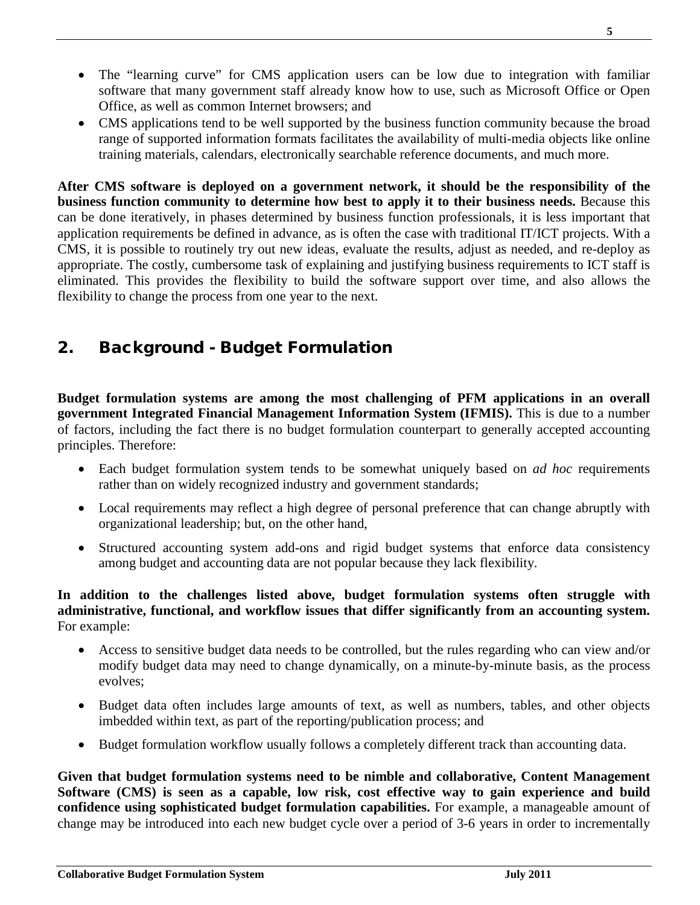- The "learning curve" for CMS application users can be low due to integration with familiar software that many government staff already know how to use, such as Microsoft Office or Open Office, as well as common Internet browsers; and
- CMS applications tend to be well supported by the business function community because the broad range of supported information formats facilitates the availability of multi-media objects like online training materials, calendars, electronically searchable reference documents, and much more.

**After CMS software is deployed on a government network, it should be the responsibility of the business function community to determine how best to apply it to their business needs.** Because this can be done iteratively, in phases determined by business function professionals, it is less important that application requirements be defined in advance, as is often the case with traditional IT/ICT projects. With a CMS, it is possible to routinely try out new ideas, evaluate the results, adjust as needed, and re-deploy as appropriate. The costly, cumbersome task of explaining and justifying business requirements to ICT staff is eliminated. This provides the flexibility to build the software support over time, and also allows the flexibility to change the process from one year to the next.

## 2. Background - Budget Formulation

**Budget formulation systems are among the most challenging of PFM applications in an overall government Integrated Financial Management Information System (IFMIS).** This is due to a number of factors, including the fact there is no budget formulation counterpart to generally accepted accounting principles. Therefore:

- Each budget formulation system tends to be somewhat uniquely based on *ad hoc* requirements rather than on widely recognized industry and government standards;
- Local requirements may reflect a high degree of personal preference that can change abruptly with organizational leadership; but, on the other hand,
- Structured accounting system add-ons and rigid budget systems that enforce data consistency among budget and accounting data are not popular because they lack flexibility.

**In addition to the challenges listed above, budget formulation systems often struggle with administrative, functional, and workflow issues that differ significantly from an accounting system.** For example:

- Access to sensitive budget data needs to be controlled, but the rules regarding who can view and/or modify budget data may need to change dynamically, on a minute-by-minute basis, as the process evolves;
- Budget data often includes large amounts of text, as well as numbers, tables, and other objects imbedded within text, as part of the reporting/publication process; and
- Budget formulation workflow usually follows a completely different track than accounting data.

**Given that budget formulation systems need to be nimble and collaborative, Content Management Software (CMS) is seen as a capable, low risk, cost effective way to gain experience and build confidence using sophisticated budget formulation capabilities.** For example, a manageable amount of change may be introduced into each new budget cycle over a period of 3-6 years in order to incrementally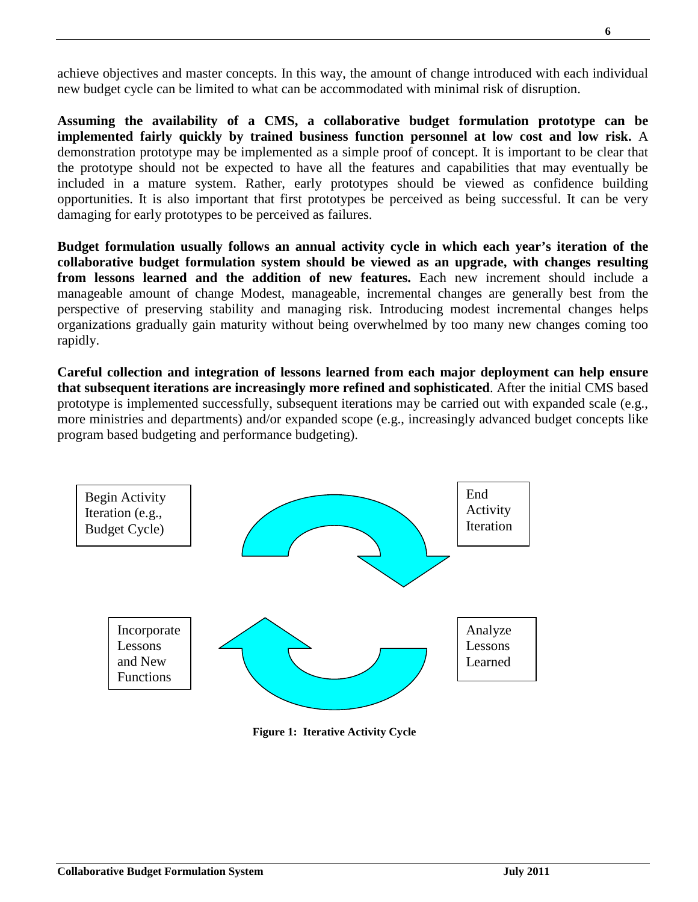achieve objectives and master concepts. In this way, the amount of change introduced with each individual new budget cycle can be limited to what can be accommodated with minimal risk of disruption.

**Assuming the availability of a CMS, a collaborative budget formulation prototype can be implemented fairly quickly by trained business function personnel at low cost and low risk.** A demonstration prototype may be implemented as a simple proof of concept. It is important to be clear that the prototype should not be expected to have all the features and capabilities that may eventually be included in a mature system. Rather, early prototypes should be viewed as confidence building opportunities. It is also important that first prototypes be perceived as being successful. It can be very damaging for early prototypes to be perceived as failures.

**Budget formulation usually follows an annual activity cycle in which each year's iteration of the collaborative budget formulation system should be viewed as an upgrade, with changes resulting from lessons learned and the addition of new features.** Each new increment should include a manageable amount of change Modest, manageable, incremental changes are generally best from the perspective of preserving stability and managing risk. Introducing modest incremental changes helps organizations gradually gain maturity without being overwhelmed by too many new changes coming too rapidly.

**Careful collection and integration of lessons learned from each major deployment can help ensure that subsequent iterations are increasingly more refined and sophisticated**. After the initial CMS based prototype is implemented successfully, subsequent iterations may be carried out with expanded scale (e.g., more ministries and departments) and/or expanded scope (e.g., increasingly advanced budget concepts like program based budgeting and performance budgeting).

Begin Activity Iteration (e.g., Budget Cycle)

End Activity Iteration

Analyze Lessons Learned

Incorporate Lessons and New Functions

**Figure 1: Iterative Activity Cycle**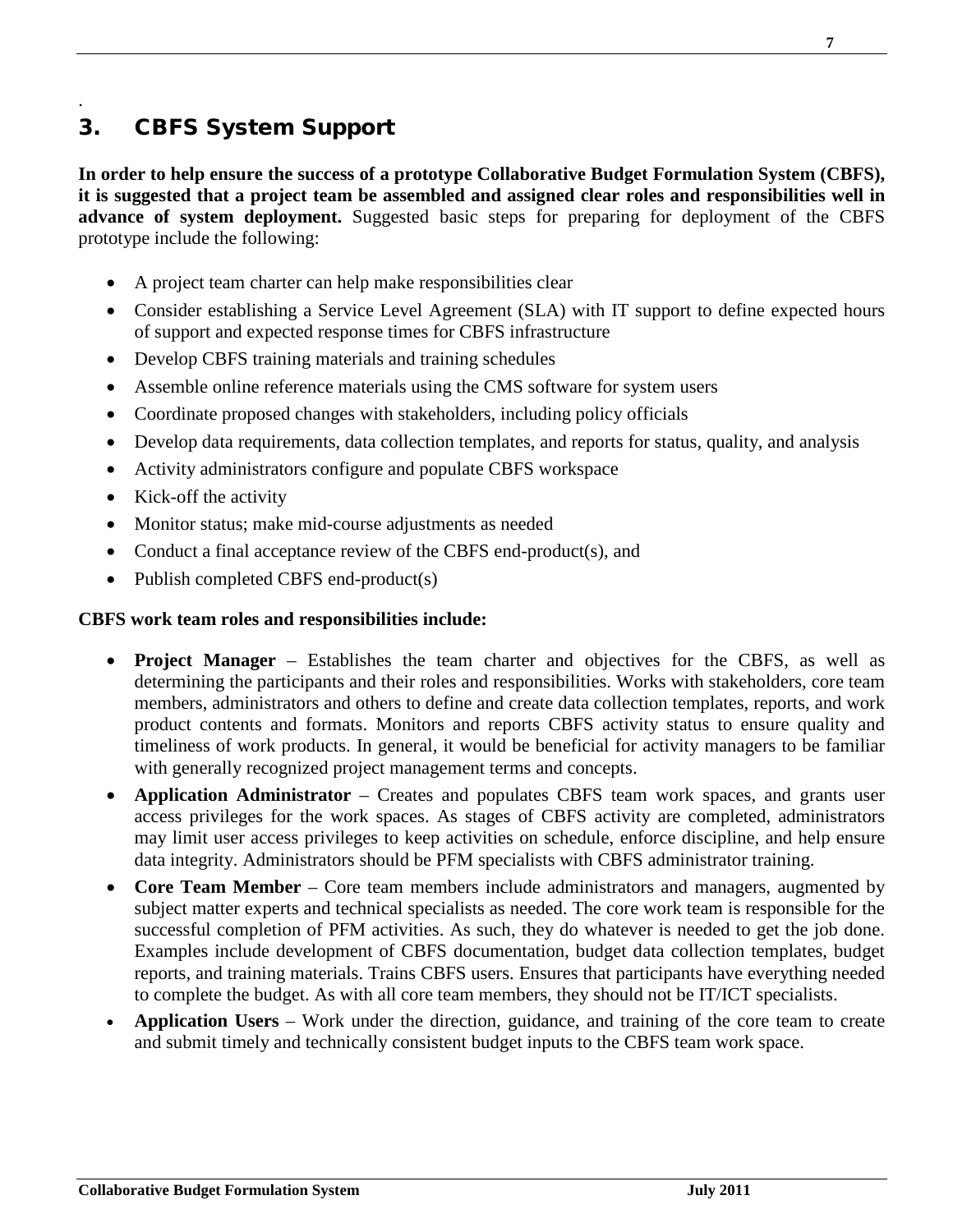## 3. CBFS System Support

**In order to help ensure the success of a prototype Collaborative Budget Formulation System (CBFS), it is suggested that a project team be assembled and assigned clear roles and responsibilities well in advance of system deployment.** Suggested basic steps for preparing for deployment of the CBFS prototype include the following:

- A project team charter can help make responsibilities clear
- Consider establishing a Service Level Agreement (SLA) with IT support to define expected hours of support and expected response times for CBFS infrastructure
- Develop CBFS training materials and training schedules
- Assemble online reference materials using the CMS software for system users
- Coordinate proposed changes with stakeholders, including policy officials
- Develop data requirements, data collection templates, and reports for status, quality, and analysis
- Activity administrators configure and populate CBFS workspace
- Kick-off the activity
- Monitor status; make mid-course adjustments as needed
- Conduct a final acceptance review of the CBFS end-product(s), and
- Publish completed CBFS end-product(s)

**CBFS work team roles and responsibilities include:**

- **Project Manager** – Establishes the team charter and objectives for the CBFS, as well as determining the participants and their roles and responsibilities. Works with stakeholders, core team members, administrators and others to define and create data collection templates, reports, and work product contents and formats. Monitors and reports CBFS activity status to ensure quality and timeliness of work products. In general, it would be beneficial for activity managers to be familiar with generally recognized project management terms and concepts.
- **Application Administrator** – Creates and populates CBFS team work spaces, and grants user access privileges for the work spaces. As stages of CBFS activity are completed, administrators may limit user access privileges to keep activities on schedule, enforce discipline, and help ensure data integrity. Administrators should be PFM specialists with CBFS administrator training.
- **Core Team Member** – Core team members include administrators and managers, augmented by subject matter experts and technical specialists as needed. The core work team is responsible for the successful completion of PFM activities. As such, they do whatever is needed to get the job done. Examples include development of CBFS documentation, budget data collection templates, budget reports, and training materials. Trains CBFS users. Ensures that participants have everything needed to complete the budget. As with all core team members, they should not be IT/ICT specialists.
- **Application Users** – Work under the direction, guidance, and training of the core team to create and submit timely and technically consistent budget inputs to the CBFS team work space.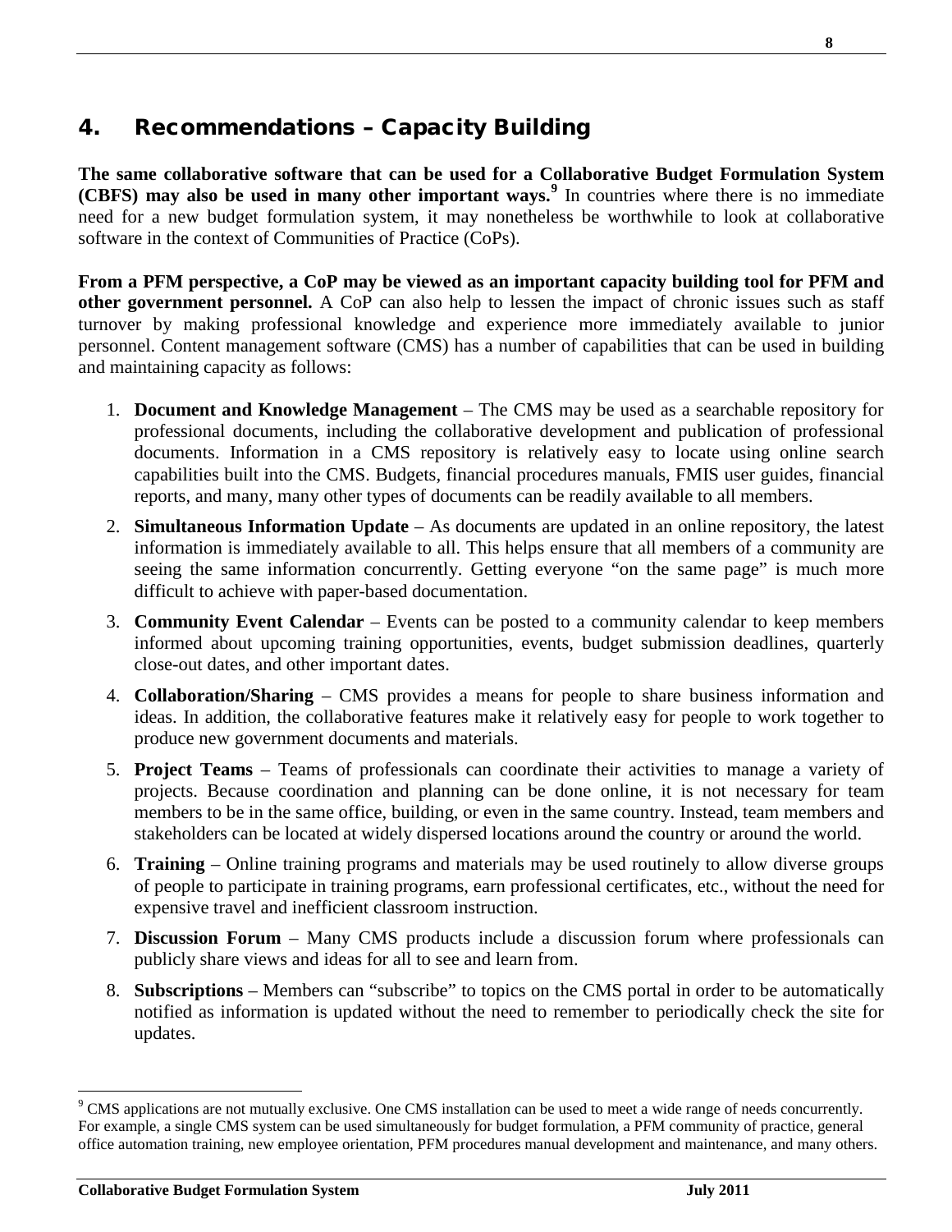## 4. Recommendations – Capacity Building

**The same collaborative software that can be used for a Collaborative Budget Formulation System (CBFS) may also be used in many other important ways.**[9] In countries where there is no immediate need for a new budget formulation system, it may nonetheless be worthwhile to look at collaborative software in the context of Communities of Practice (CoPs).

**From a PFM perspective, a CoP may be viewed as an important capacity building tool for PFM and other government personnel.** A CoP can also help to lessen the impact of chronic issues such as staff turnover by making professional knowledge and experience more immediately available to junior personnel. Content management software (CMS) has a number of capabilities that can be used in building and maintaining capacity as follows:

1. **Document and Knowledge Management** – The CMS may be used as a searchable repository for professional documents, including the collaborative development and publication of professional documents. Information in a CMS repository is relatively easy to locate using online search capabilities built into the CMS. Budgets, financial procedures manuals, FMIS user guides, financial reports, and many, many other types of documents can be readily available to all members.
2. **Simultaneous Information Update** – As documents are updated in an online repository, the latest information is immediately available to all. This helps ensure that all members of a community are seeing the same information concurrently. Getting everyone "on the same page" is much more difficult to achieve with paper-based documentation.
3. **Community Event Calendar** – Events can be posted to a community calendar to keep members informed about upcoming training opportunities, events, budget submission deadlines, quarterly close-out dates, and other important dates.
4. **Collaboration/Sharing** – CMS provides a means for people to share business information and ideas. In addition, the collaborative features make it relatively easy for people to work together to produce new government documents and materials.
5. **Project Teams** – Teams of professionals can coordinate their activities to manage a variety of projects. Because coordination and planning can be done online, it is not necessary for team members to be in the same office, building, or even in the same country. Instead, team members and stakeholders can be located at widely dispersed locations around the country or around the world.
6. **Training** – Online training programs and materials may be used routinely to allow diverse groups of people to participate in training programs, earn professional certificates, etc., without the need for expensive travel and inefficient classroom instruction.
7. **Discussion Forum** – Many CMS products include a discussion forum where professionals can publicly share views and ideas for all to see and learn from.
8. **Subscriptions** – Members can "subscribe" to topics on the CMS portal in order to be automatically notified as information is updated without the need to remember to periodically check the site for updates.

[9] CMS applications are not mutually exclusive. One CMS installation can be used to meet a wide range of needs concurrently. For example, a single CMS system can be used simultaneously for budget formulation, a PFM community of practice, general office automation training, new employee orientation, PFM procedures manual development and maintenance, and many others.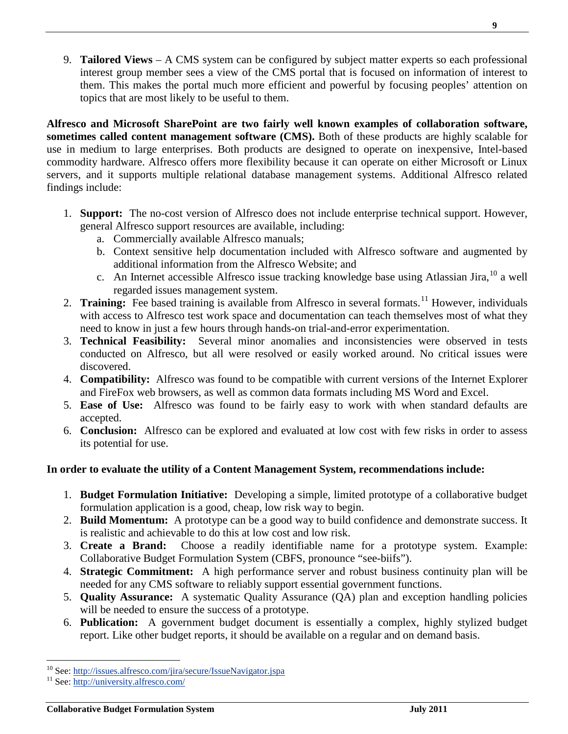9. **Tailored Views** – A CMS system can be configured by subject matter experts so each professional interest group member sees a view of the CMS portal that is focused on information of interest to them. This makes the portal much more efficient and powerful by focusing peoples' attention on topics that are most likely to be useful to them.

**Alfresco and Microsoft SharePoint are two fairly well known examples of collaboration software, sometimes called content management software (CMS).** Both of these products are highly scalable for use in medium to large enterprises. Both products are designed to operate on inexpensive, Intel-based commodity hardware. Alfresco offers more flexibility because it can operate on either Microsoft or Linux servers, and it supports multiple relational database management systems. Additional Alfresco related findings include:

1. **Support:** The no-cost version of Alfresco does not include enterprise technical support. However, general Alfresco support resources are available, including:
   a. Commercially available Alfresco manuals;
   b. Context sensitive help documentation included with Alfresco software and augmented by additional information from the Alfresco Website; and
   c. An Internet accessible Alfresco issue tracking knowledge base using Atlassian Jira,[10] a well regarded issues management system.
2. **Training:** Fee based training is available from Alfresco in several formats.[11] However, individuals with access to Alfresco test work space and documentation can teach themselves most of what they need to know in just a few hours through hands-on trial-and-error experimentation.
3. **Technical Feasibility:** Several minor anomalies and inconsistencies were observed in tests conducted on Alfresco, but all were resolved or easily worked around. No critical issues were discovered.
4. **Compatibility:** Alfresco was found to be compatible with current versions of the Internet Explorer and FireFox web browsers, as well as common data formats including MS Word and Excel.
5. **Ease of Use:** Alfresco was found to be fairly easy to work with when standard defaults are accepted.
6. **Conclusion:** Alfresco can be explored and evaluated at low cost with few risks in order to assess its potential for use.

**In order to evaluate the utility of a Content Management System, recommendations include:**

1. **Budget Formulation Initiative:** Developing a simple, limited prototype of a collaborative budget formulation application is a good, cheap, low risk way to begin.
2. **Build Momentum:** A prototype can be a good way to build confidence and demonstrate success. It is realistic and achievable to do this at low cost and low risk.
3. **Create a Brand:** Choose a readily identifiable name for a prototype system. Example: Collaborative Budget Formulation System (CBFS, pronounce "see-biifs").
4. **Strategic Commitment:** A high performance server and robust business continuity plan will be needed for any CMS software to reliably support essential government functions.
5. **Quality Assurance:** A systematic Quality Assurance (QA) plan and exception handling policies will be needed to ensure the success of a prototype.
6. **Publication:** A government budget document is essentially a complex, highly stylized budget report. Like other budget reports, it should be available on a regular and on demand basis.

---

[10] See: http://issues.alfresco.com/jira/secure/IssueNavigator.jspa

[11] See: http://university.alfresco.com/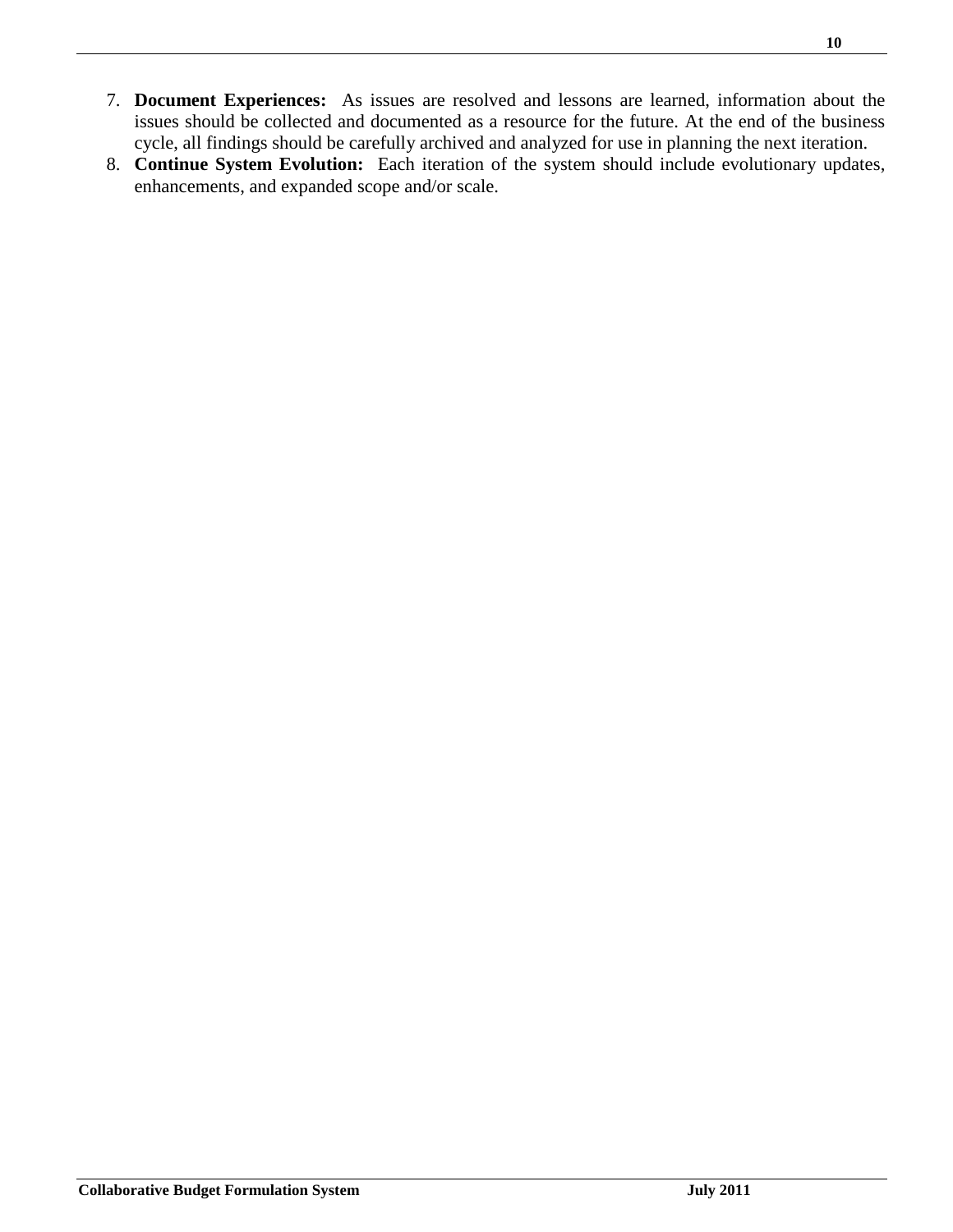7. **Document Experiences:** As issues are resolved and lessons are learned, information about the issues should be collected and documented as a resource for the future. At the end of the business cycle, all findings should be carefully archived and analyzed for use in planning the next iteration.
8. **Continue System Evolution:** Each iteration of the system should include evolutionary updates, enhancements, and expanded scope and/or scale.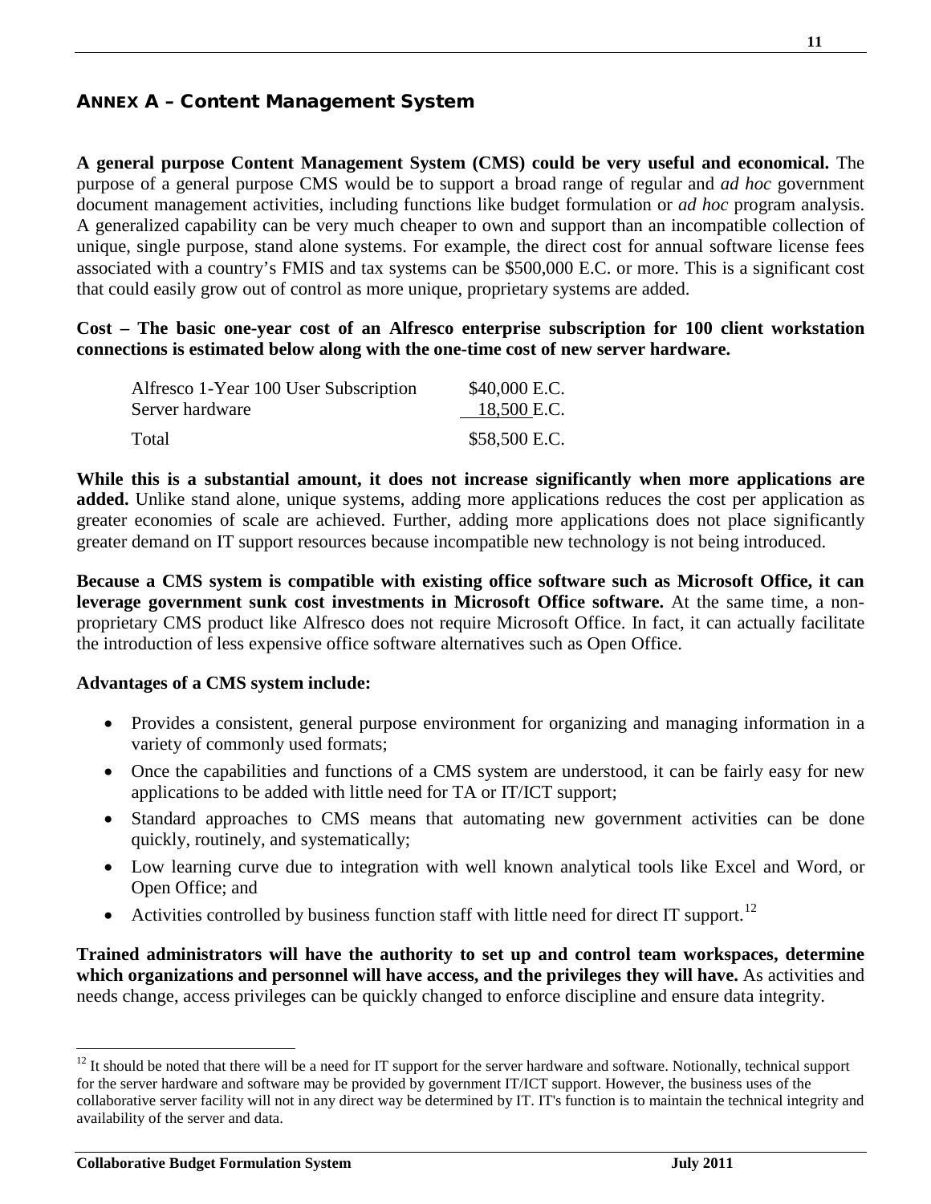## ANNEX A – Content Management System

**A general purpose Content Management System (CMS) could be very useful and economical.** The purpose of a general purpose CMS would be to support a broad range of regular and *ad hoc* government document management activities, including functions like budget formulation or *ad hoc* program analysis. A generalized capability can be very much cheaper to own and support than an incompatible collection of unique, single purpose, stand alone systems. For example, the direct cost for annual software license fees associated with a country's FMIS and tax systems can be $500,000 E.C. or more. This is a significant cost that could easily grow out of control as more unique, proprietary systems are added.

**Cost – The basic one-year cost of an Alfresco enterprise subscription for 100 client workstation connections is estimated below along with the one-time cost of new server hardware.**

| Item | Cost |
| --- | --- |
| Alfresco 1-Year 100 User Subscription | $40,000 E.C. |
| Server hardware | 18,500 E.C. |
| Total | $58,500 E.C. |

**While this is a substantial amount, it does not increase significantly when more applications are added.** Unlike stand alone, unique systems, adding more applications reduces the cost per application as greater economies of scale are achieved. Further, adding more applications does not place significantly greater demand on IT support resources because incompatible new technology is not being introduced.

**Because a CMS system is compatible with existing office software such as Microsoft Office, it can leverage government sunk cost investments in Microsoft Office software.** At the same time, a non-proprietary CMS product like Alfresco does not require Microsoft Office. In fact, it can actually facilitate the introduction of less expensive office software alternatives such as Open Office.

**Advantages of a CMS system include:**

- Provides a consistent, general purpose environment for organizing and managing information in a variety of commonly used formats;
- Once the capabilities and functions of a CMS system are understood, it can be fairly easy for new applications to be added with little need for TA or IT/ICT support;
- Standard approaches to CMS means that automating new government activities can be done quickly, routinely, and systematically;
- Low learning curve due to integration with well known analytical tools like Excel and Word, or Open Office; and
- Activities controlled by business function staff with little need for direct IT support.[12]

**Trained administrators will have the authority to set up and control team workspaces, determine which organizations and personnel will have access, and the privileges they will have.** As activities and needs change, access privileges can be quickly changed to enforce discipline and ensure data integrity.

[12] It should be noted that there will be a need for IT support for the server hardware and software. Notionally, technical support for the server hardware and software may be provided by government IT/ICT support. However, the business uses of the collaborative server facility will not in any direct way be determined by IT. IT's function is to maintain the technical integrity and availability of the server and data.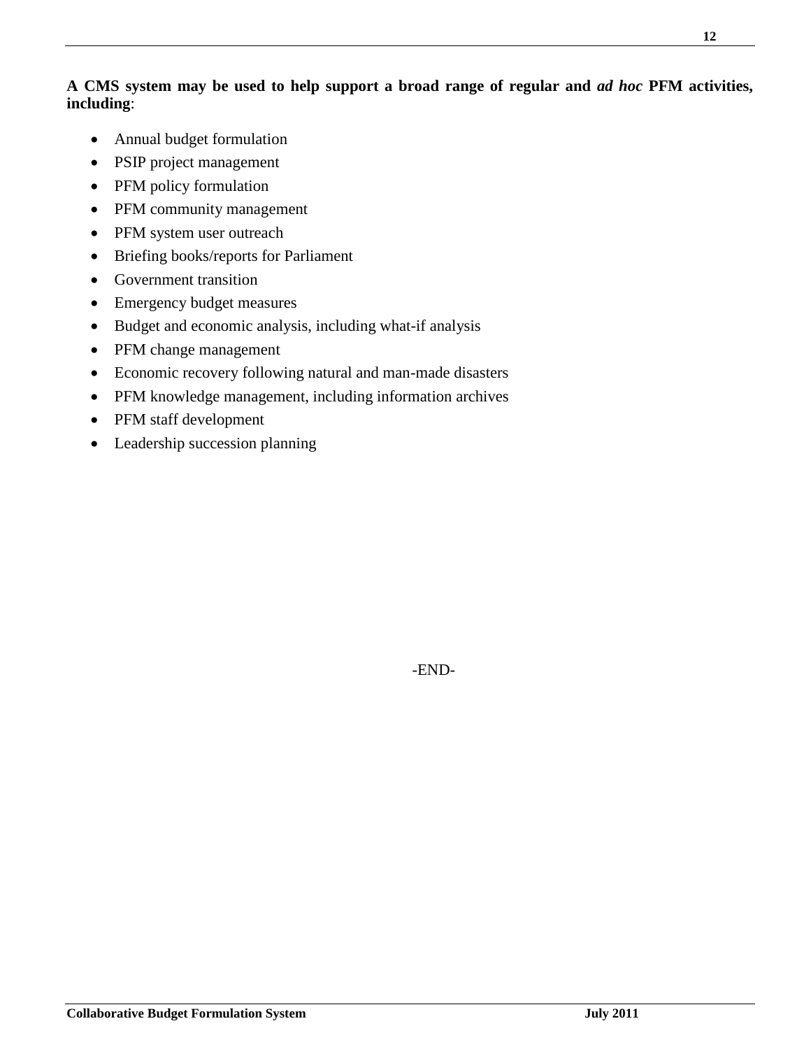**A CMS system may be used to help support a broad range of regular and *ad hoc* PFM activities, including**:

- Annual budget formulation
- PSIP project management
- PFM policy formulation
- PFM community management
- PFM system user outreach
- Briefing books/reports for Parliament
- Government transition
- Emergency budget measures
- Budget and economic analysis, including what-if analysis
- PFM change management
- Economic recovery following natural and man-made disasters
- PFM knowledge management, including information archives
- PFM staff development
- Leadership succession planning

-END-